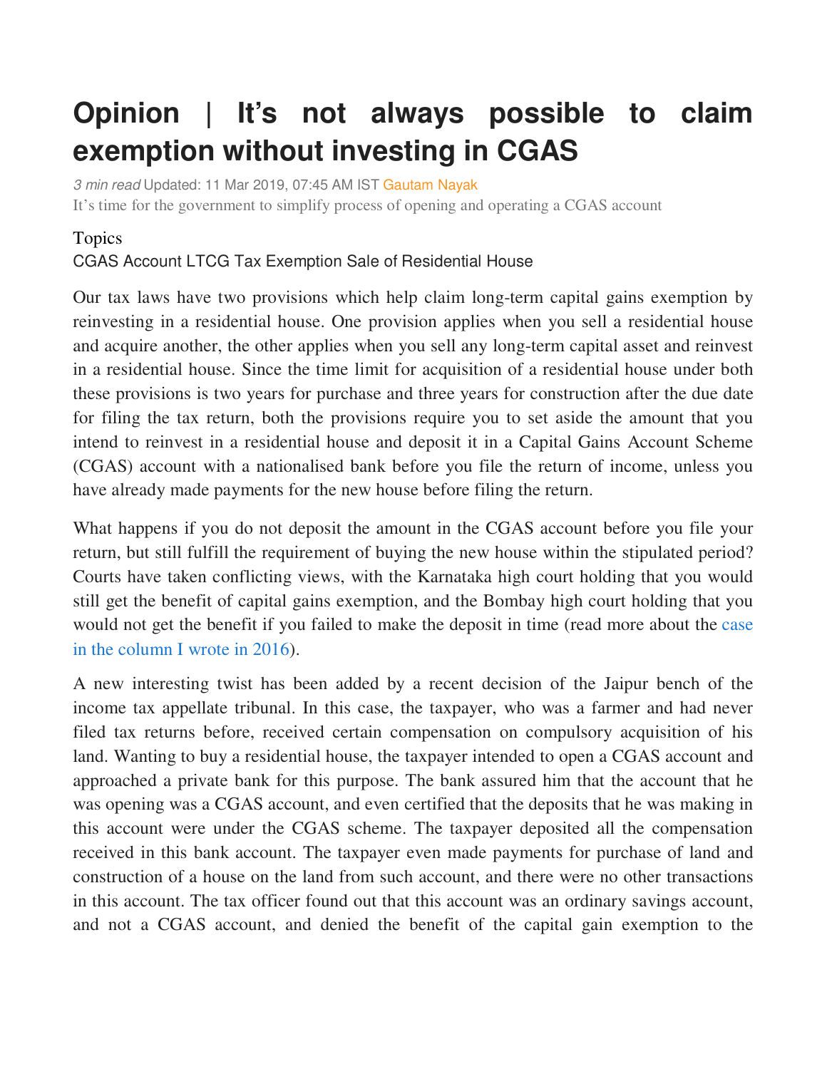# Opinion | It's not always possible to claim exemption without investing in CGAS

*3 min read* Updated: 11 Mar 2019, 07:45 AM IST Gautam Nayak

It's time for the government to simplify process of opening and operating a CGAS account

Topics

CGAS Account LTCG Tax Exemption Sale of Residential House

Our tax laws have two provisions which help claim long-term capital gains exemption by reinvesting in a residential house. One provision applies when you sell a residential house and acquire another, the other applies when you sell any long-term capital asset and reinvest in a residential house. Since the time limit for acquisition of a residential house under both these provisions is two years for purchase and three years for construction after the due date for filing the tax return, both the provisions require you to set aside the amount that you intend to reinvest in a residential house and deposit it in a Capital Gains Account Scheme (CGAS) account with a nationalised bank before you file the return of income, unless you have already made payments for the new house before filing the return.

What happens if you do not deposit the amount in the CGAS account before you file your return, but still fulfill the requirement of buying the new house within the stipulated period? Courts have taken conflicting views, with the Karnataka high court holding that you would still get the benefit of capital gains exemption, and the Bombay high court holding that you would not get the benefit if you failed to make the deposit in time (read more about the case in the column I wrote in 2016).

A new interesting twist has been added by a recent decision of the Jaipur bench of the income tax appellate tribunal. In this case, the taxpayer, who was a farmer and had never filed tax returns before, received certain compensation on compulsory acquisition of his land. Wanting to buy a residential house, the taxpayer intended to open a CGAS account and approached a private bank for this purpose. The bank assured him that the account that he was opening was a CGAS account, and even certified that the deposits that he was making in this account were under the CGAS scheme. The taxpayer deposited all the compensation received in this bank account. The taxpayer even made payments for purchase of land and construction of a house on the land from such account, and there were no other transactions in this account. The tax officer found out that this account was an ordinary savings account, and not a CGAS account, and denied the benefit of the capital gain exemption to the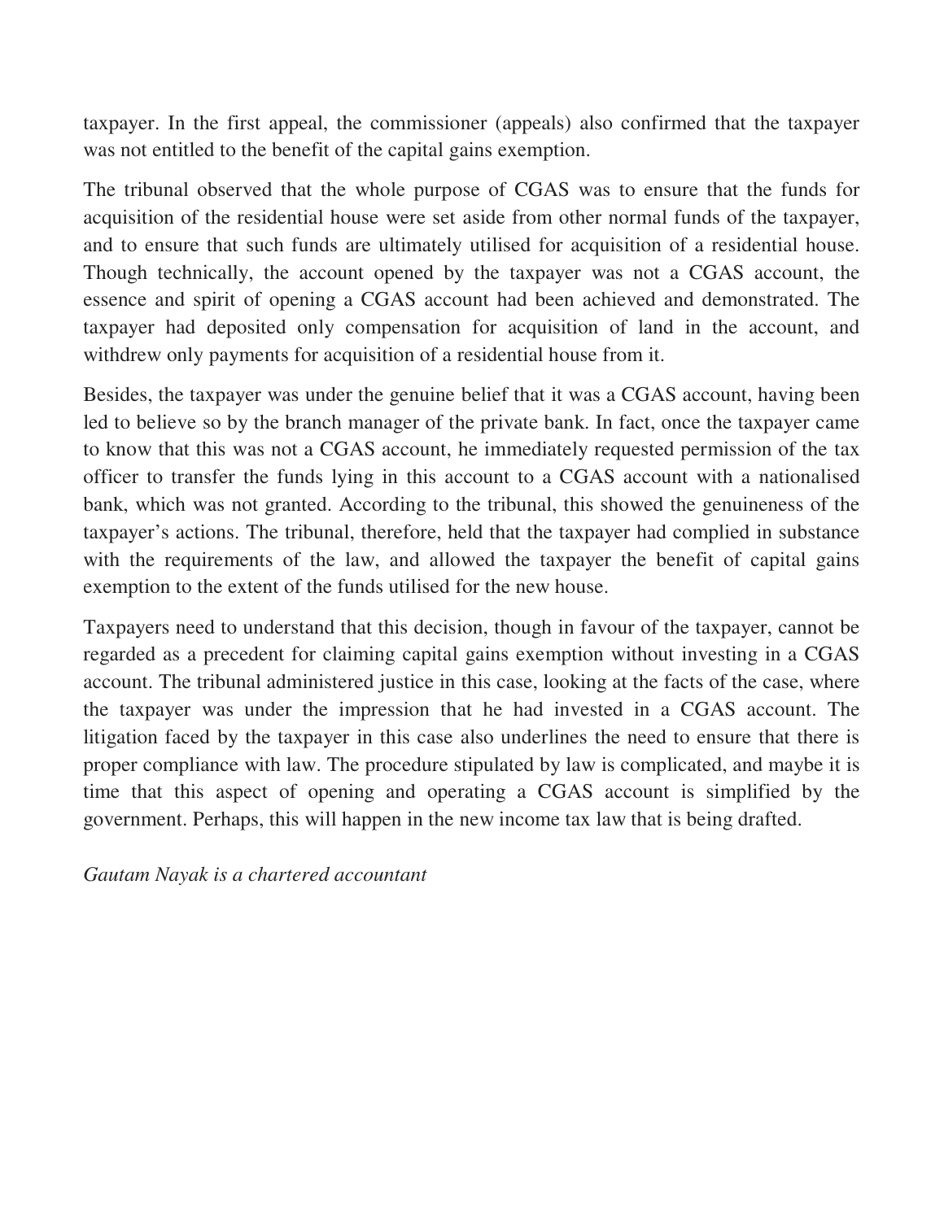taxpayer. In the first appeal, the commissioner (appeals) also confirmed that the taxpayer was not entitled to the benefit of the capital gains exemption.

The tribunal observed that the whole purpose of CGAS was to ensure that the funds for acquisition of the residential house were set aside from other normal funds of the taxpayer, and to ensure that such funds are ultimately utilised for acquisition of a residential house. Though technically, the account opened by the taxpayer was not a CGAS account, the essence and spirit of opening a CGAS account had been achieved and demonstrated. The taxpayer had deposited only compensation for acquisition of land in the account, and withdrew only payments for acquisition of a residential house from it.

Besides, the taxpayer was under the genuine belief that it was a CGAS account, having been led to believe so by the branch manager of the private bank. In fact, once the taxpayer came to know that this was not a CGAS account, he immediately requested permission of the tax officer to transfer the funds lying in this account to a CGAS account with a nationalised bank, which was not granted. According to the tribunal, this showed the genuineness of the taxpayer's actions. The tribunal, therefore, held that the taxpayer had complied in substance with the requirements of the law, and allowed the taxpayer the benefit of capital gains exemption to the extent of the funds utilised for the new house.

Taxpayers need to understand that this decision, though in favour of the taxpayer, cannot be regarded as a precedent for claiming capital gains exemption without investing in a CGAS account. The tribunal administered justice in this case, looking at the facts of the case, where the taxpayer was under the impression that he had invested in a CGAS account. The litigation faced by the taxpayer in this case also underlines the need to ensure that there is proper compliance with law. The procedure stipulated by law is complicated, and maybe it is time that this aspect of opening and operating a CGAS account is simplified by the government. Perhaps, this will happen in the new income tax law that is being drafted.

*Gautam Nayak is a chartered accountant*